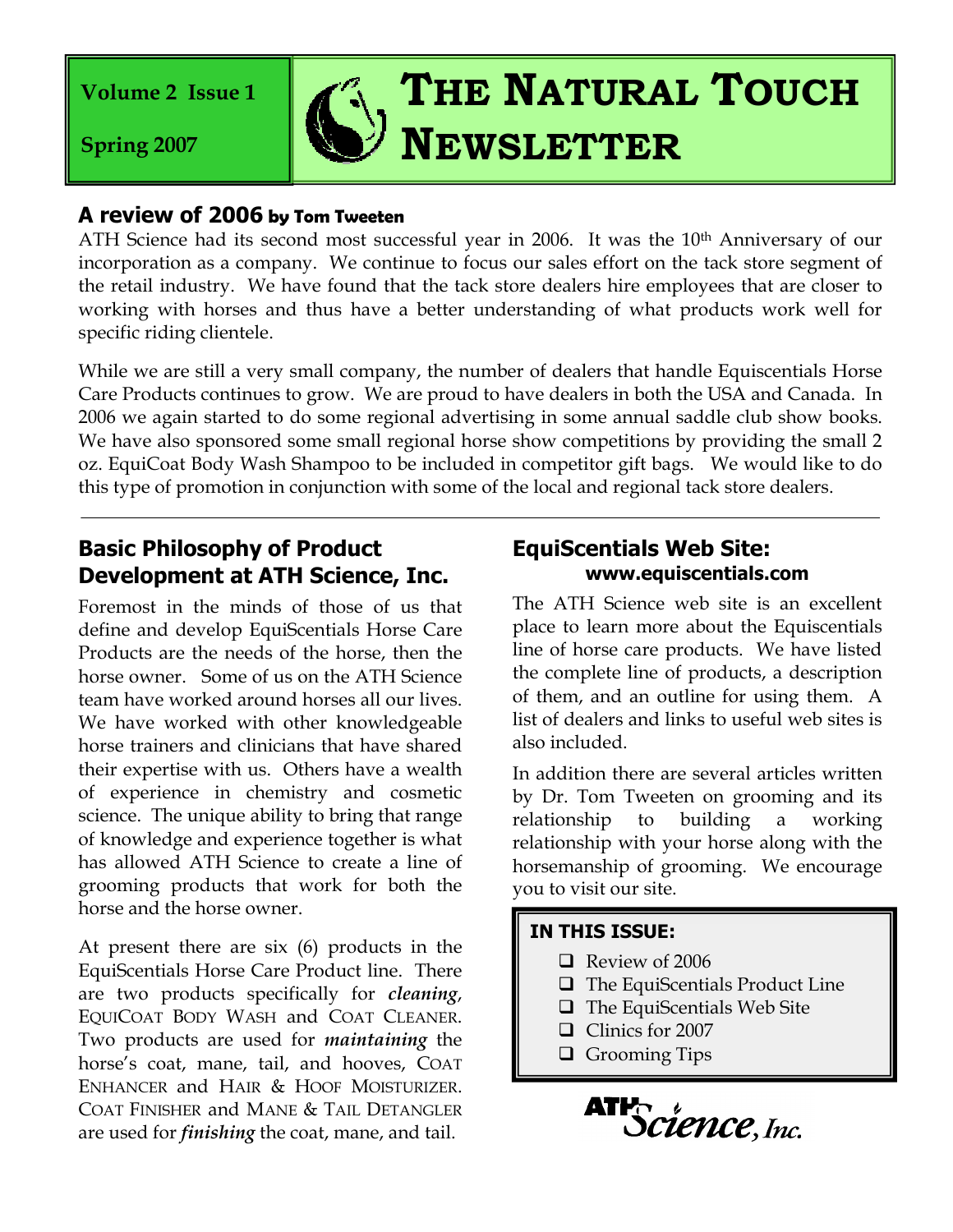Volume 2 Issue 1

Spring 2007

# THE NATURAL TOUCH NEWSLETTER

## A review of 2006 by Tom Tweeten

ATH Science had its second most successful year in 2006. It was the 10th Anniversary of our incorporation as a company. We continue to focus our sales effort on the tack store segment of the retail industry. We have found that the tack store dealers hire employees that are closer to working with horses and thus have a better understanding of what products work well for specific riding clientele.

While we are still a very small company, the number of dealers that handle Equiscentials Horse Care Products continues to grow. We are proud to have dealers in both the USA and Canada. In 2006 we again started to do some regional advertising in some annual saddle club show books. We have also sponsored some small regional horse show competitions by providing the small 2 oz. EquiCoat Body Wash Shampoo to be included in competitor gift bags. We would like to do this type of promotion in conjunction with some of the local and regional tack store dealers.

---

## Basic Philosophy of Product Development at ATH Science, Inc.

Foremost in the minds of those of us that define and develop EquiScentials Horse Care Products are the needs of the horse, then the horse owner. Some of us on the ATH Science team have worked around horses all our lives. We have worked with other knowledgeable horse trainers and clinicians that have shared their expertise with us. Others have a wealth of experience in chemistry and cosmetic science. The unique ability to bring that range of knowledge and experience together is what has allowed ATH Science to create a line of grooming products that work for both the horse and the horse owner.

At present there are six (6) products in the EquiScentials Horse Care Product line. There are two products specifically for ***cleaning***, EQUICOAT BODY WASH and COAT CLEANER. Two products are used for ***maintaining*** the horse's coat, mane, tail, and hooves, COAT ENHANCER and HAIR & HOOF MOISTURIZER. COAT FINISHER and MANE & TAIL DETANGLER are used for ***finishing*** the coat, mane, and tail.

## EquiScentials Web Site: www.equiscentials.com

The ATH Science web site is an excellent place to learn more about the Equiscentials line of horse care products. We have listed the complete line of products, a description of them, and an outline for using them. A list of dealers and links to useful web sites is also included.

In addition there are several articles written by Dr. Tom Tweeten on grooming and its relationship to building a working relationship with your horse along with the horsemanship of grooming. We encourage you to visit our site.

**IN THIS ISSUE:**

- Review of 2006
- The EquiScentials Product Line
- The EquiScentials Web Site
- Clinics for 2007
- Grooming Tips

ATH Science, Inc.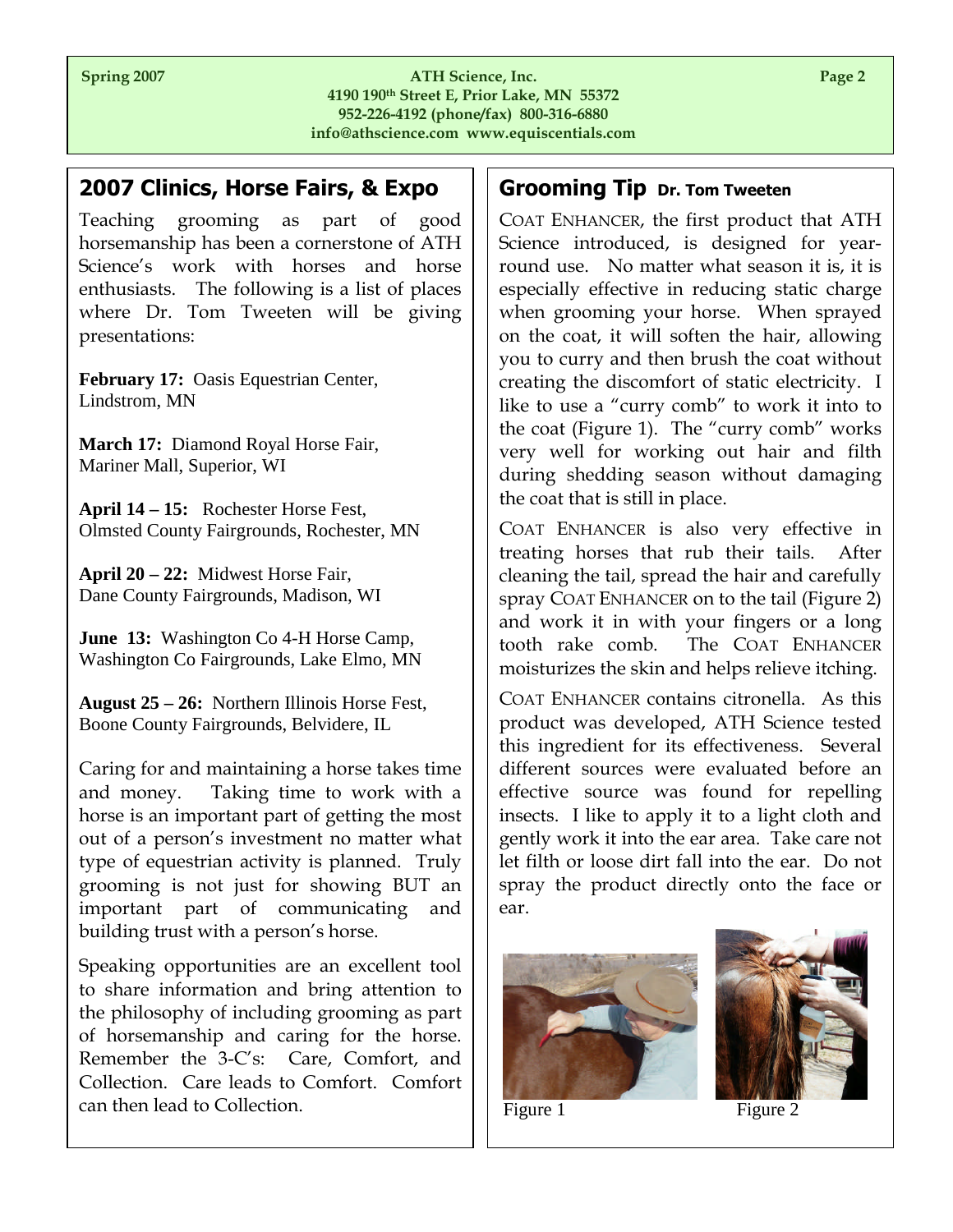## 2007 Clinics, Horse Fairs, & Expo

Teaching grooming as part of good horsemanship has been a cornerstone of ATH Science's work with horses and horse enthusiasts. The following is a list of places where Dr. Tom Tweeten will be giving presentations:

**February 17:** Oasis Equestrian Center, Lindstrom, MN

**March 17:** Diamond Royal Horse Fair, Mariner Mall, Superior, WI

**April 14 – 15:** Rochester Horse Fest, Olmsted County Fairgrounds, Rochester, MN

**April 20 – 22:** Midwest Horse Fair, Dane County Fairgrounds, Madison, WI

**June 13:** Washington Co 4-H Horse Camp, Washington Co Fairgrounds, Lake Elmo, MN

**August 25 – 26:** Northern Illinois Horse Fest, Boone County Fairgrounds, Belvidere, IL

Caring for and maintaining a horse takes time and money. Taking time to work with a horse is an important part of getting the most out of a person's investment no matter what type of equestrian activity is planned. Truly grooming is not just for showing BUT an important part of communicating and building trust with a person's horse.

Speaking opportunities are an excellent tool to share information and bring attention to the philosophy of including grooming as part of horsemanship and caring for the horse. Remember the 3-C's: Care, Comfort, and Collection. Care leads to Comfort. Comfort can then lead to Collection.

## Grooming Tip **Dr. Tom Tweeten**

COAT ENHANCER, the first product that ATH Science introduced, is designed for year-round use. No matter what season it is, it is especially effective in reducing static charge when grooming your horse. When sprayed on the coat, it will soften the hair, allowing you to curry and then brush the coat without creating the discomfort of static electricity. I like to use a "curry comb" to work it into to the coat (Figure 1). The "curry comb" works very well for working out hair and filth during shedding season without damaging the coat that is still in place.

COAT ENHANCER is also very effective in treating horses that rub their tails. After cleaning the tail, spread the hair and carefully spray COAT ENHANCER on to the tail (Figure 2) and work it in with your fingers or a long tooth rake comb. The COAT ENHANCER moisturizes the skin and helps relieve itching.

COAT ENHANCER contains citronella. As this product was developed, ATH Science tested this ingredient for its effectiveness. Several different sources were evaluated before an effective source was found for repelling insects. I like to apply it to a light cloth and gently work it into the ear area. Take care not let filth or loose dirt fall into the ear. Do not spray the product directly onto the face or ear.

Figure 1

Figure 2